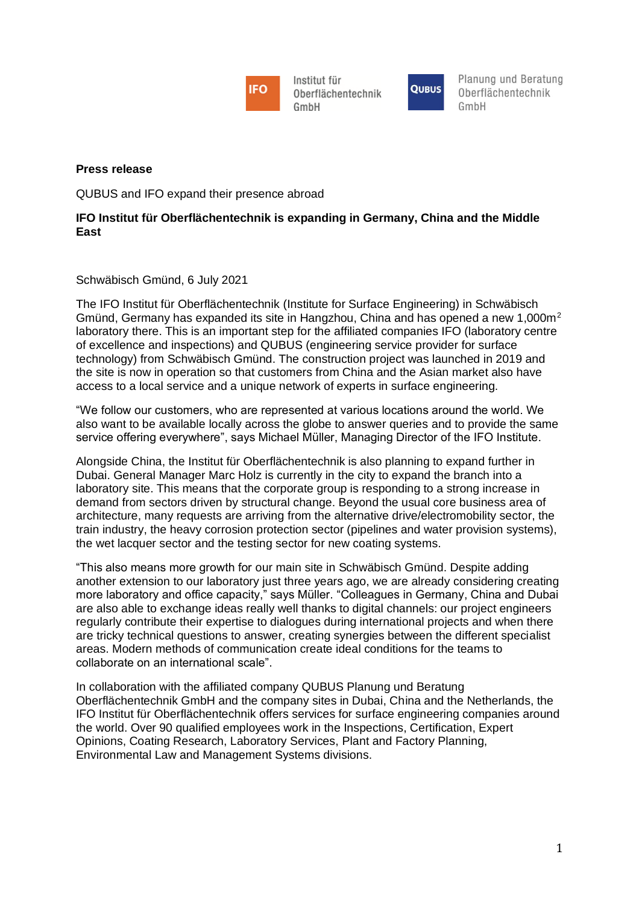IFO Institut für Oberflächentechnik GmbH

QUBUS Planung und Beratung Oberflächentechnik GmbH

**Press release**

QUBUS and IFO expand their presence abroad

**IFO Institut für Oberflächentechnik is expanding in Germany, China and the Middle East**

Schwäbisch Gmünd, 6 July 2021

The IFO Institut für Oberflächentechnik (Institute for Surface Engineering) in Schwäbisch Gmünd, Germany has expanded its site in Hangzhou, China and has opened a new 1,000m$^2$ laboratory there. This is an important step for the affiliated companies IFO (laboratory centre of excellence and inspections) and QUBUS (engineering service provider for surface technology) from Schwäbisch Gmünd. The construction project was launched in 2019 and the site is now in operation so that customers from China and the Asian market also have access to a local service and a unique network of experts in surface engineering.

"We follow our customers, who are represented at various locations around the world. We also want to be available locally across the globe to answer queries and to provide the same service offering everywhere", says Michael Müller, Managing Director of the IFO Institute.

Alongside China, the Institut für Oberflächentechnik is also planning to expand further in Dubai. General Manager Marc Holz is currently in the city to expand the branch into a laboratory site. This means that the corporate group is responding to a strong increase in demand from sectors driven by structural change. Beyond the usual core business area of architecture, many requests are arriving from the alternative drive/electromobility sector, the train industry, the heavy corrosion protection sector (pipelines and water provision systems), the wet lacquer sector and the testing sector for new coating systems.

"This also means more growth for our main site in Schwäbisch Gmünd. Despite adding another extension to our laboratory just three years ago, we are already considering creating more laboratory and office capacity," says Müller. "Colleagues in Germany, China and Dubai are also able to exchange ideas really well thanks to digital channels: our project engineers regularly contribute their expertise to dialogues during international projects and when there are tricky technical questions to answer, creating synergies between the different specialist areas. Modern methods of communication create ideal conditions for the teams to collaborate on an international scale".

In collaboration with the affiliated company QUBUS Planung und Beratung Oberflächentechnik GmbH and the company sites in Dubai, China and the Netherlands, the IFO Institut für Oberflächentechnik offers services for surface engineering companies around the world. Over 90 qualified employees work in the Inspections, Certification, Expert Opinions, Coating Research, Laboratory Services, Plant and Factory Planning, Environmental Law and Management Systems divisions.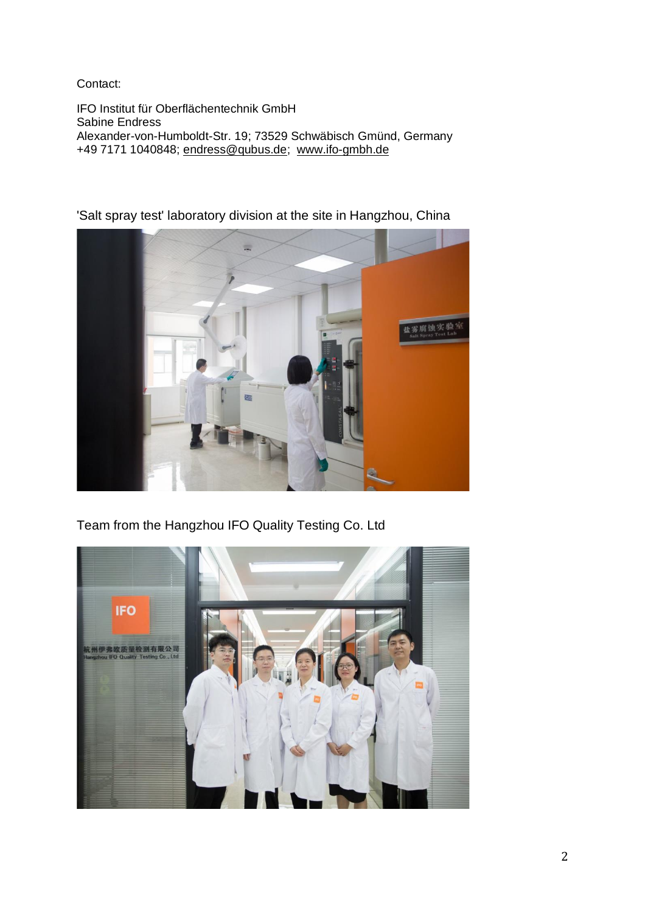Contact:

IFO Institut für Oberflächentechnik GmbH
Sabine Endress
Alexander-von-Humboldt-Str. 19; 73529 Schwäbisch Gmünd, Germany
+49 7171 1040848; endress@qubus.de; www.ifo-gmbh.de

'Salt spray test' laboratory division at the site in Hangzhou, China

Team from the Hangzhou IFO Quality Testing Co. Ltd